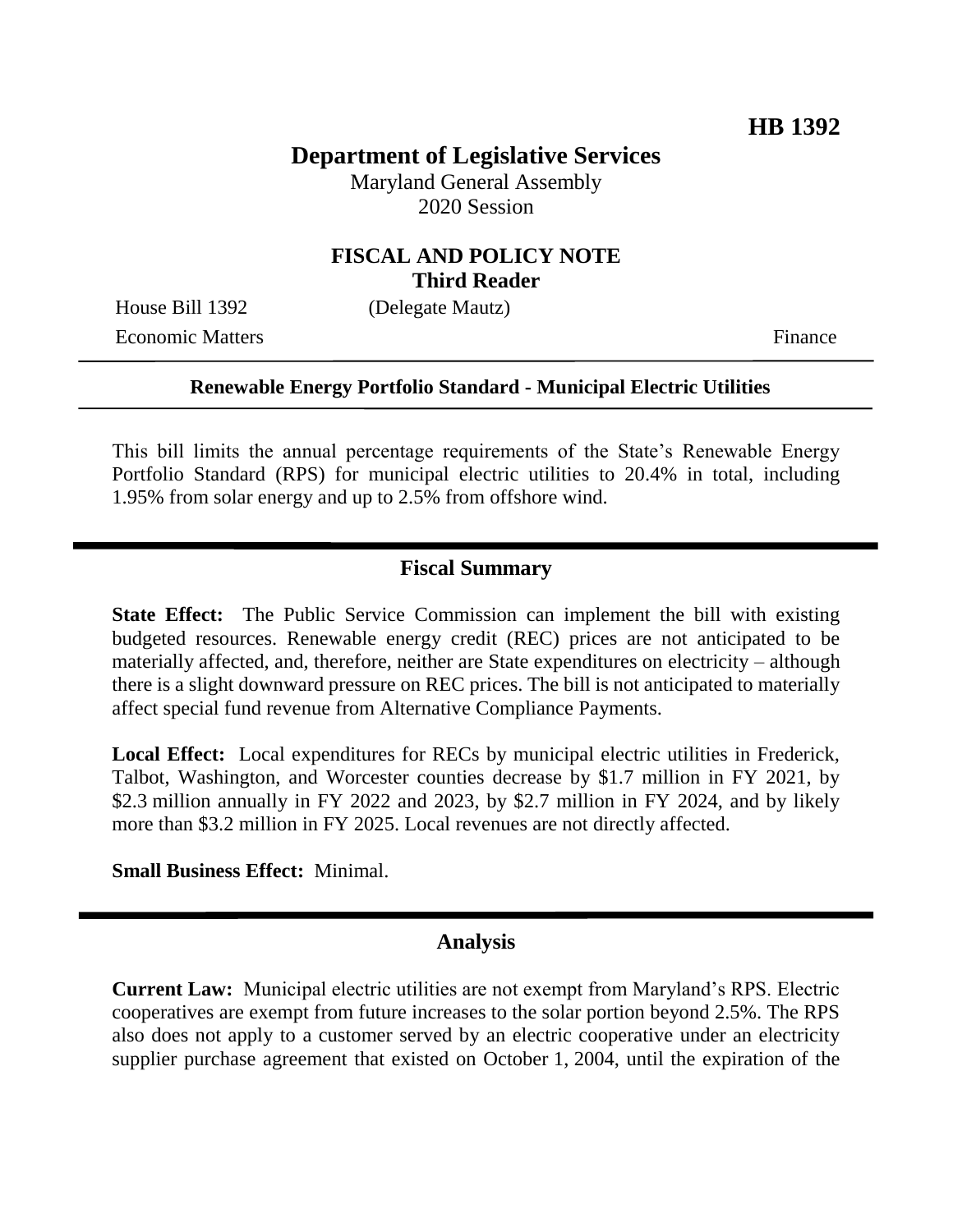# HB 1392

## Department of Legislative Services

Maryland General Assembly
2020 Session

### FISCAL AND POLICY NOTE
### Third Reader

House Bill 1392 (Delegate Mautz)

Economic Matters Finance

**Renewable Energy Portfolio Standard - Municipal Electric Utilities**

This bill limits the annual percentage requirements of the State's Renewable Energy Portfolio Standard (RPS) for municipal electric utilities to 20.4% in total, including 1.95% from solar energy and up to 2.5% from offshore wind.

## Fiscal Summary

**State Effect:** The Public Service Commission can implement the bill with existing budgeted resources. Renewable energy credit (REC) prices are not anticipated to be materially affected, and, therefore, neither are State expenditures on electricity – although there is a slight downward pressure on REC prices. The bill is not anticipated to materially affect special fund revenue from Alternative Compliance Payments.

**Local Effect:** Local expenditures for RECs by municipal electric utilities in Frederick, Talbot, Washington, and Worcester counties decrease by $1.7 million in FY 2021, by $2.3 million annually in FY 2022 and 2023, by $2.7 million in FY 2024, and by likely more than $3.2 million in FY 2025. Local revenues are not directly affected.

**Small Business Effect:** Minimal.

## Analysis

**Current Law:** Municipal electric utilities are not exempt from Maryland's RPS. Electric cooperatives are exempt from future increases to the solar portion beyond 2.5%. The RPS also does not apply to a customer served by an electric cooperative under an electricity supplier purchase agreement that existed on October 1, 2004, until the expiration of the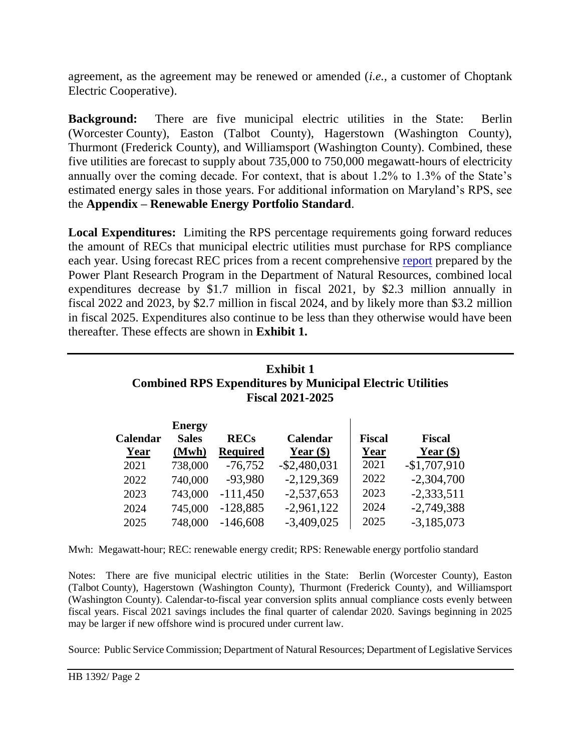agreement, as the agreement may be renewed or amended (*i.e.*, a customer of Choptank Electric Cooperative).

**Background:** There are five municipal electric utilities in the State: Berlin (Worcester County), Easton (Talbot County), Hagerstown (Washington County), Thurmont (Frederick County), and Williamsport (Washington County). Combined, these five utilities are forecast to supply about 735,000 to 750,000 megawatt-hours of electricity annually over the coming decade. For context, that is about 1.2% to 1.3% of the State's estimated energy sales in those years. For additional information on Maryland's RPS, see the **Appendix – Renewable Energy Portfolio Standard**.

**Local Expenditures:** Limiting the RPS percentage requirements going forward reduces the amount of RECs that municipal electric utilities must purchase for RPS compliance each year. Using forecast REC prices from a recent comprehensive report prepared by the Power Plant Research Program in the Department of Natural Resources, combined local expenditures decrease by $1.7 million in fiscal 2021, by $2.3 million annually in fiscal 2022 and 2023, by $2.7 million in fiscal 2024, and by likely more than $3.2 million in fiscal 2025. Expenditures also continue to be less than they otherwise would have been thereafter. These effects are shown in **Exhibit 1.**

**Exhibit 1**
**Combined RPS Expenditures by Municipal Electric Utilities**
**Fiscal 2021-2025**

| Calendar Year | Energy Sales (Mwh) | RECs Required | Calendar Year ($) | Fiscal Year | Fiscal Year ($) |
|---|---|---|---|---|---|
| 2021 | 738,000 | -76,752 | -$2,480,031 | 2021 | -$1,707,910 |
| 2022 | 740,000 | -93,980 | -2,129,369 | 2022 | -2,304,700 |
| 2023 | 743,000 | -111,450 | -2,537,653 | 2023 | -2,333,511 |
| 2024 | 745,000 | -128,885 | -2,961,122 | 2024 | -2,749,388 |
| 2025 | 748,000 | -146,608 | -3,409,025 | 2025 | -3,185,073 |

Mwh: Megawatt-hour; REC: renewable energy credit; RPS: Renewable energy portfolio standard

Notes: There are five municipal electric utilities in the State: Berlin (Worcester County), Easton (Talbot County), Hagerstown (Washington County), Thurmont (Frederick County), and Williamsport (Washington County). Calendar-to-fiscal year conversion splits annual compliance costs evenly between fiscal years. Fiscal 2021 savings includes the final quarter of calendar 2020. Savings beginning in 2025 may be larger if new offshore wind is procured under current law.

Source: Public Service Commission; Department of Natural Resources; Department of Legislative Services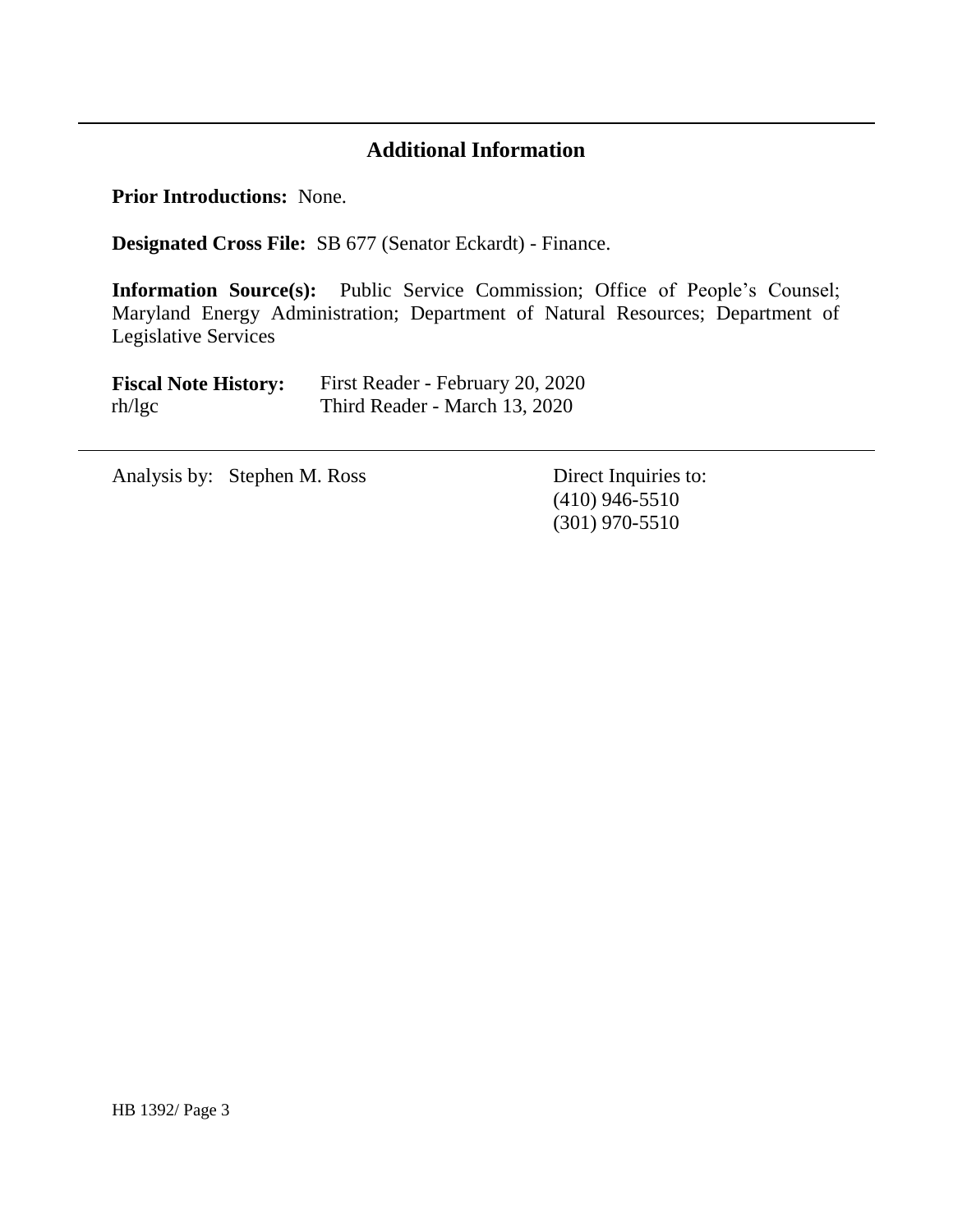## Additional Information

**Prior Introductions:** None.

**Designated Cross File:** SB 677 (Senator Eckardt) - Finance.

**Information Source(s):** Public Service Commission; Office of People's Counsel; Maryland Energy Administration; Department of Natural Resources; Department of Legislative Services

**Fiscal Note History:** First Reader - February 20, 2020
rh/lgc Third Reader - March 13, 2020

---

Analysis by: Stephen M. Ross

Direct Inquiries to:
(410) 946-5510
(301) 970-5510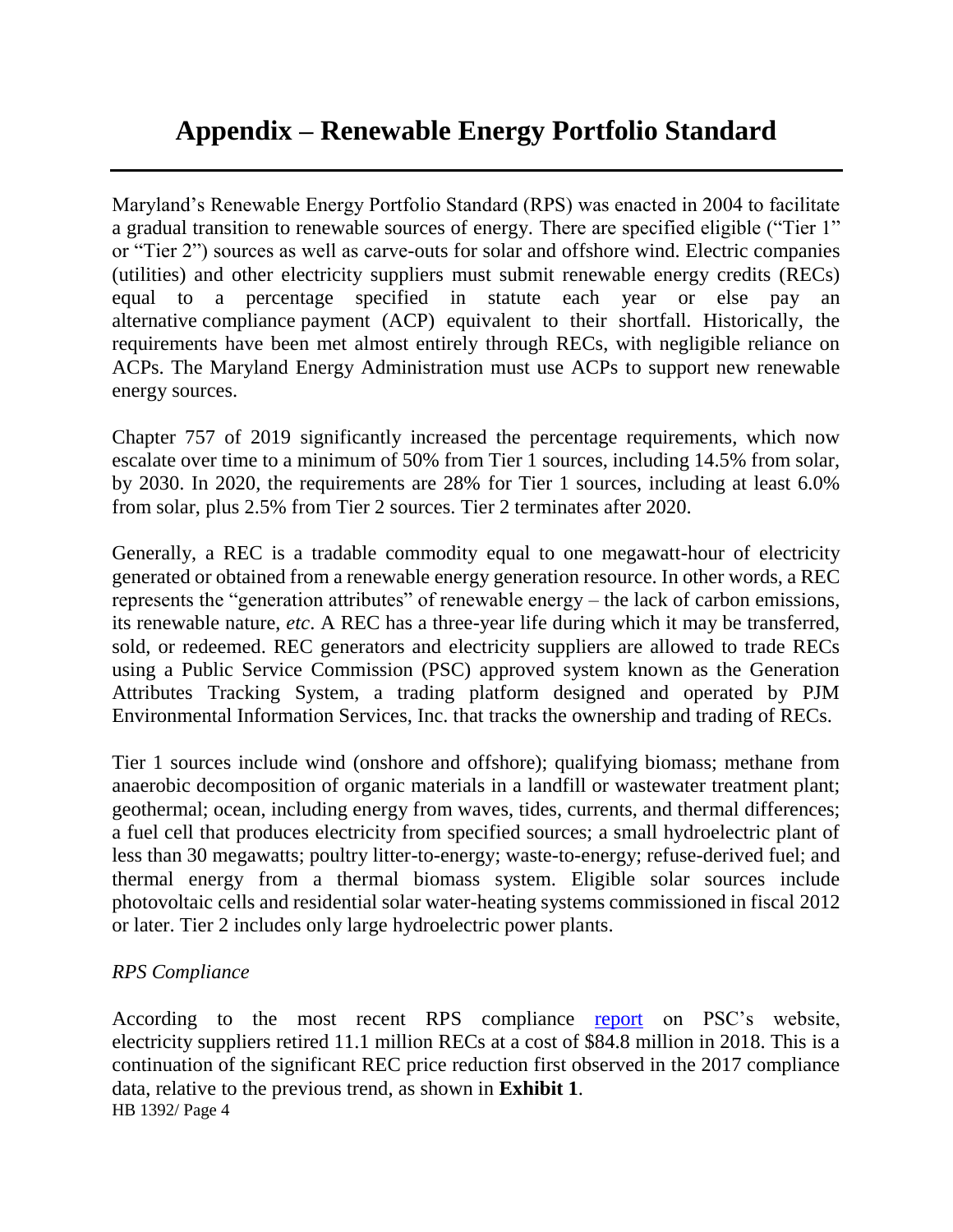# Appendix – Renewable Energy Portfolio Standard

Maryland's Renewable Energy Portfolio Standard (RPS) was enacted in 2004 to facilitate a gradual transition to renewable sources of energy. There are specified eligible ("Tier 1" or "Tier 2") sources as well as carve-outs for solar and offshore wind. Electric companies (utilities) and other electricity suppliers must submit renewable energy credits (RECs) equal to a percentage specified in statute each year or else pay an alternative compliance payment (ACP) equivalent to their shortfall. Historically, the requirements have been met almost entirely through RECs, with negligible reliance on ACPs. The Maryland Energy Administration must use ACPs to support new renewable energy sources.

Chapter 757 of 2019 significantly increased the percentage requirements, which now escalate over time to a minimum of 50% from Tier 1 sources, including 14.5% from solar, by 2030. In 2020, the requirements are 28% for Tier 1 sources, including at least 6.0% from solar, plus 2.5% from Tier 2 sources. Tier 2 terminates after 2020.

Generally, a REC is a tradable commodity equal to one megawatt-hour of electricity generated or obtained from a renewable energy generation resource. In other words, a REC represents the "generation attributes" of renewable energy – the lack of carbon emissions, its renewable nature, *etc*. A REC has a three-year life during which it may be transferred, sold, or redeemed. REC generators and electricity suppliers are allowed to trade RECs using a Public Service Commission (PSC) approved system known as the Generation Attributes Tracking System, a trading platform designed and operated by PJM Environmental Information Services, Inc. that tracks the ownership and trading of RECs.

Tier 1 sources include wind (onshore and offshore); qualifying biomass; methane from anaerobic decomposition of organic materials in a landfill or wastewater treatment plant; geothermal; ocean, including energy from waves, tides, currents, and thermal differences; a fuel cell that produces electricity from specified sources; a small hydroelectric plant of less than 30 megawatts; poultry litter-to-energy; waste-to-energy; refuse-derived fuel; and thermal energy from a thermal biomass system. Eligible solar sources include photovoltaic cells and residential solar water-heating systems commissioned in fiscal 2012 or later. Tier 2 includes only large hydroelectric power plants.

*RPS Compliance*

According to the most recent RPS compliance report on PSC's website, electricity suppliers retired 11.1 million RECs at a cost of $84.8 million in 2018. This is a continuation of the significant REC price reduction first observed in the 2017 compliance data, relative to the previous trend, as shown in **Exhibit 1**.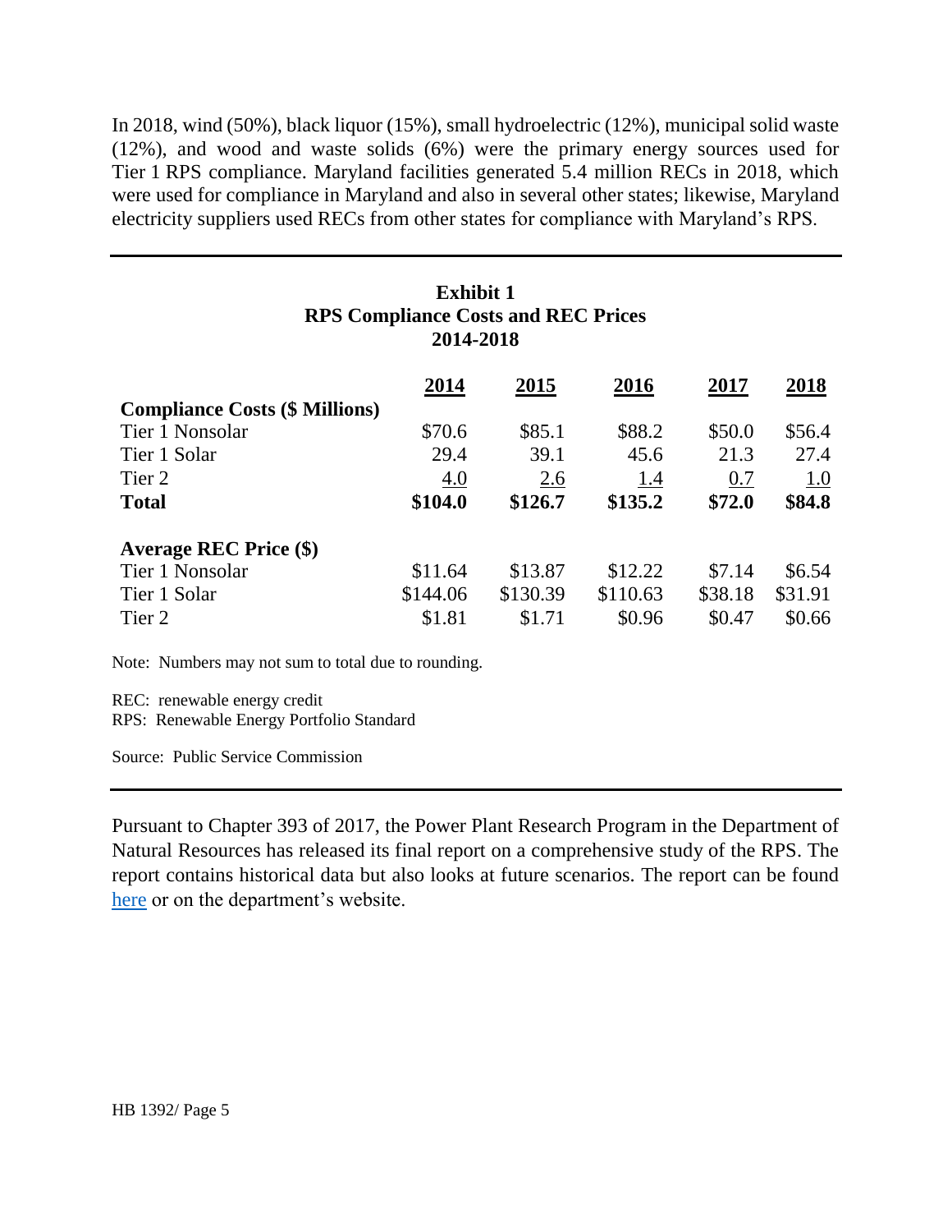In 2018, wind (50%), black liquor (15%), small hydroelectric (12%), municipal solid waste (12%), and wood and waste solids (6%) were the primary energy sources used for Tier 1 RPS compliance. Maryland facilities generated 5.4 million RECs in 2018, which were used for compliance in Maryland and also in several other states; likewise, Maryland electricity suppliers used RECs from other states for compliance with Maryland's RPS.

**Exhibit 1**
**RPS Compliance Costs and REC Prices**
**2014-2018**

| | 2014 | 2015 | 2016 | 2017 | 2018 |
|---|---|---|---|---|---|
| **Compliance Costs ($ Millions)** | | | | | |
| Tier 1 Nonsolar | $70.6 | $85.1 | $88.2 | $50.0 | $56.4 |
| Tier 1 Solar | 29.4 | 39.1 | 45.6 | 21.3 | 27.4 |
| Tier 2 | 4.0 | 2.6 | 1.4 | 0.7 | 1.0 |
| **Total** | **$104.0** | **$126.7** | **$135.2** | **$72.0** | **$84.8** |
| **Average REC Price ($)** | | | | | |
| Tier 1 Nonsolar | $11.64 | $13.87 | $12.22 | $7.14 | $6.54 |
| Tier 1 Solar | $144.06 | $130.39 | $110.63 | $38.18 | $31.91 |
| Tier 2 | $1.81 | $1.71 | $0.96 | $0.47 | $0.66 |

Note: Numbers may not sum to total due to rounding.

REC: renewable energy credit
RPS: Renewable Energy Portfolio Standard

Source: Public Service Commission

Pursuant to Chapter 393 of 2017, the Power Plant Research Program in the Department of Natural Resources has released its final report on a comprehensive study of the RPS. The report contains historical data but also looks at future scenarios. The report can be found here or on the department's website.